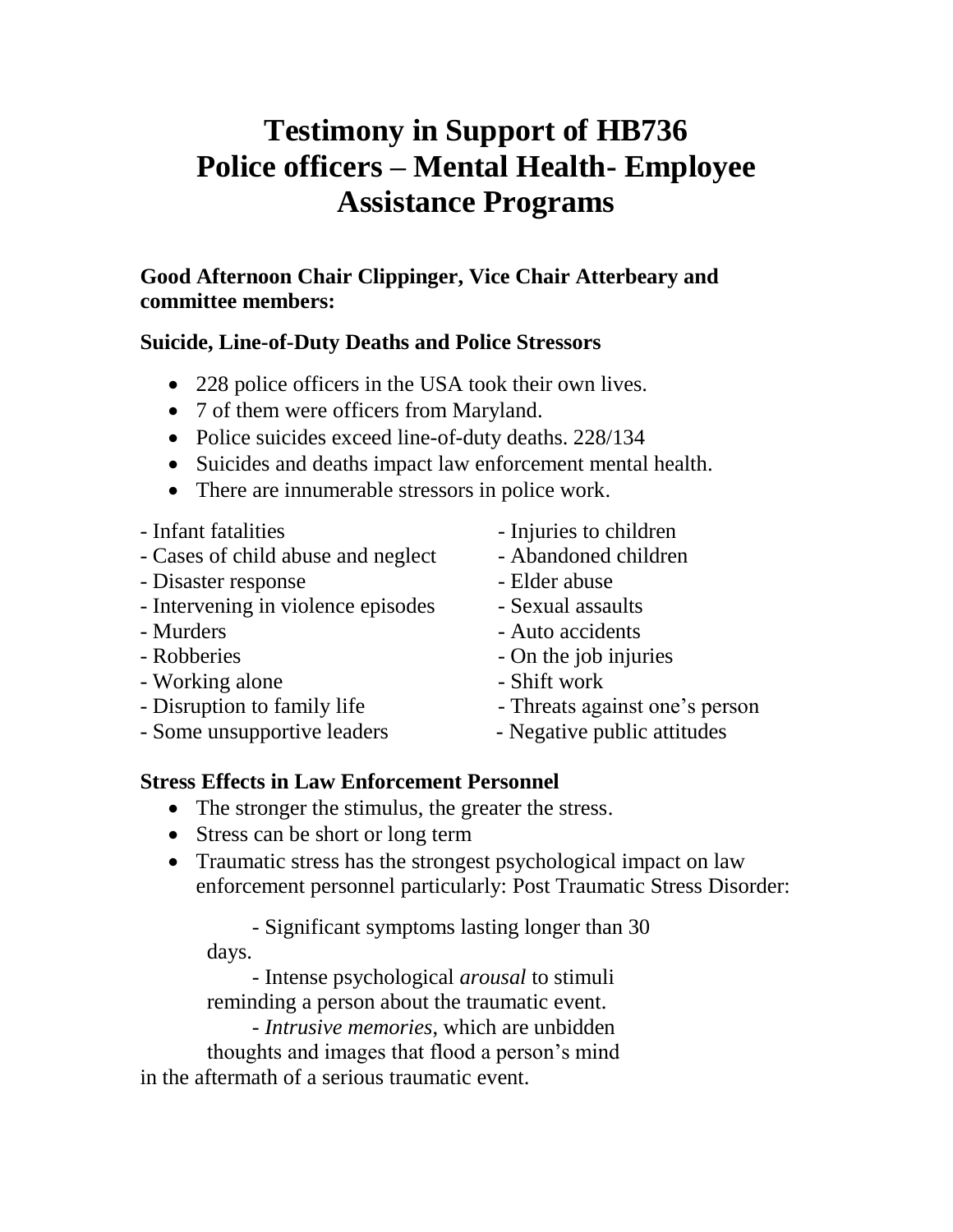# Testimony in Support of HB736
# Police officers – Mental Health- Employee Assistance Programs

**Good Afternoon Chair Clippinger, Vice Chair Atterbeary and committee members:**

**Suicide, Line-of-Duty Deaths and Police Stressors**

- 228 police officers in the USA took their own lives.
- 7 of them were officers from Maryland.
- Police suicides exceed line-of-duty deaths. 228/134
- Suicides and deaths impact law enforcement mental health.
- There are innumerable stressors in police work.

- Infant fatalities
- Injuries to children
- Cases of child abuse and neglect
- Abandoned children
- Disaster response
- Elder abuse
- Intervening in violence episodes
- Sexual assaults
- Murders
- Auto accidents
- Robberies
- On the job injuries
- Working alone
- Shift work
- Disruption to family life
- Threats against one's person
- Some unsupportive leaders
- Negative public attitudes

**Stress Effects in Law Enforcement Personnel**

- The stronger the stimulus, the greater the stress.
- Stress can be short or long term
- Traumatic stress has the strongest psychological impact on law enforcement personnel particularly: Post Traumatic Stress Disorder:

  - Significant symptoms lasting longer than 30 days.
  - Intense psychological *arousal* to stimuli reminding a person about the traumatic event.
  - *Intrusive memories*, which are unbidden thoughts and images that flood a person's mind in the aftermath of a serious traumatic event.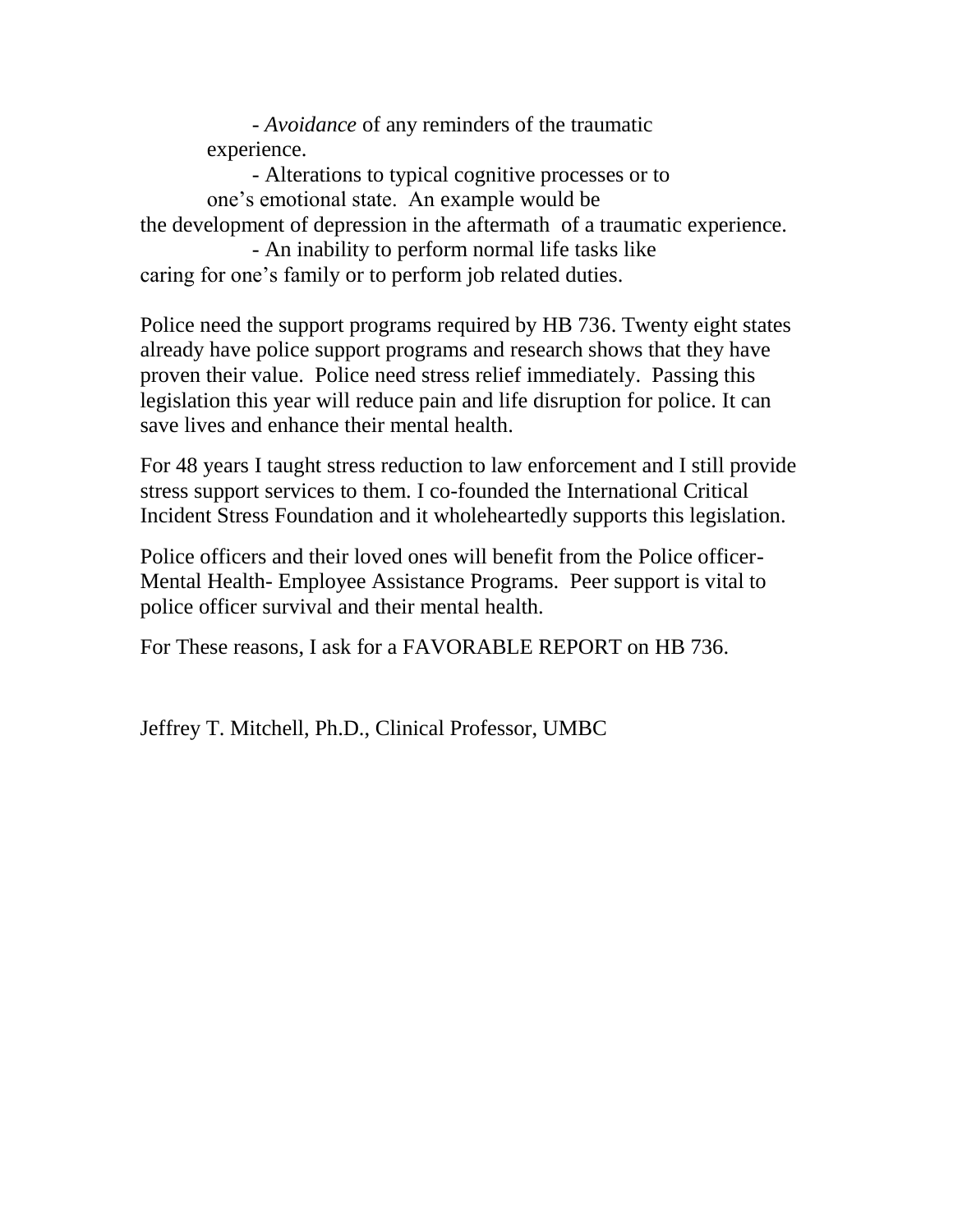- *Avoidance* of any reminders of the traumatic experience.
- Alterations to typical cognitive processes or to one's emotional state. An example would be the development of depression in the aftermath of a traumatic experience.
- An inability to perform normal life tasks like caring for one's family or to perform job related duties.

Police need the support programs required by HB 736. Twenty eight states already have police support programs and research shows that they have proven their value. Police need stress relief immediately. Passing this legislation this year will reduce pain and life disruption for police. It can save lives and enhance their mental health.

For 48 years I taught stress reduction to law enforcement and I still provide stress support services to them. I co-founded the International Critical Incident Stress Foundation and it wholeheartedly supports this legislation.

Police officers and their loved ones will benefit from the Police officer- Mental Health- Employee Assistance Programs. Peer support is vital to police officer survival and their mental health.

For These reasons, I ask for a FAVORABLE REPORT on HB 736.

Jeffrey T. Mitchell, Ph.D., Clinical Professor, UMBC